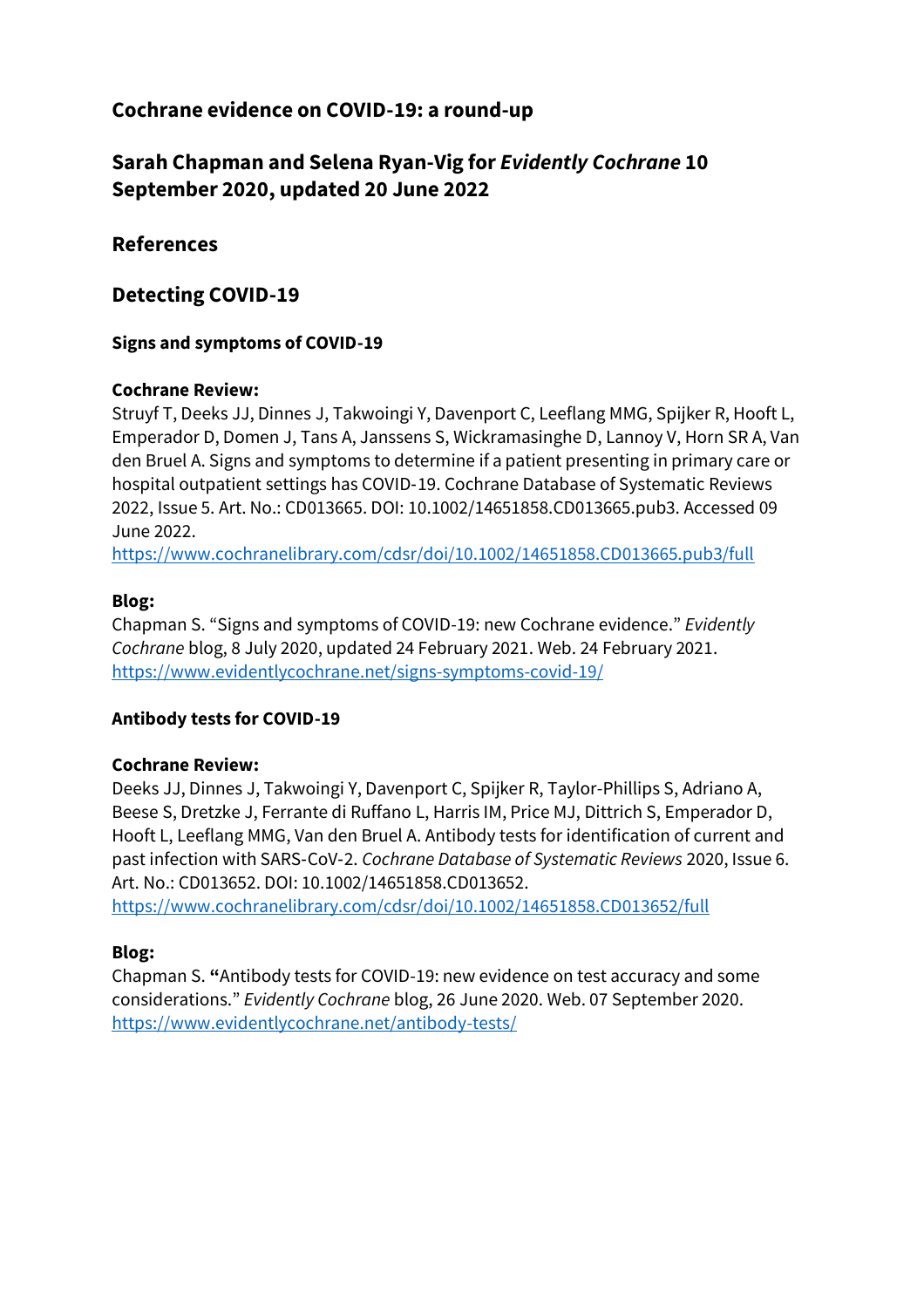# Cochrane evidence on COVID-19: a round-up

## Sarah Chapman and Selena Ryan-Vig for *Evidently Cochrane* 10 September 2020, updated 20 June 2022

## References

## Detecting COVID-19

### Signs and symptoms of COVID-19

**Cochrane Review:**
Struyf T, Deeks JJ, Dinnes J, Takwoingi Y, Davenport C, Leeflang MMG, Spijker R, Hooft L, Emperador D, Domen J, Tans A, Janssens S, Wickramasinghe D, Lannoy V, Horn SR A, Van den Bruel A. Signs and symptoms to determine if a patient presenting in primary care or hospital outpatient settings has COVID-19. Cochrane Database of Systematic Reviews 2022, Issue 5. Art. No.: CD013665. DOI: 10.1002/14651858.CD013665.pub3. Accessed 09 June 2022.
https://www.cochranelibrary.com/cdsr/doi/10.1002/14651858.CD013665.pub3/full

**Blog:**
Chapman S. "Signs and symptoms of COVID-19: new Cochrane evidence." *Evidently Cochrane* blog, 8 July 2020, updated 24 February 2021. Web. 24 February 2021.
https://www.evidentlycochrane.net/signs-symptoms-covid-19/

### Antibody tests for COVID-19

**Cochrane Review:**
Deeks JJ, Dinnes J, Takwoingi Y, Davenport C, Spijker R, Taylor-Phillips S, Adriano A, Beese S, Dretzke J, Ferrante di Ruffano L, Harris IM, Price MJ, Dittrich S, Emperador D, Hooft L, Leeflang MMG, Van den Bruel A. Antibody tests for identification of current and past infection with SARS-CoV-2. *Cochrane Database of Systematic Reviews* 2020, Issue 6. Art. No.: CD013652. DOI: 10.1002/14651858.CD013652.
https://www.cochranelibrary.com/cdsr/doi/10.1002/14651858.CD013652/full

**Blog:**
Chapman S. **"**Antibody tests for COVID-19: new evidence on test accuracy and some considerations." *Evidently Cochrane* blog, 26 June 2020. Web. 07 September 2020.
https://www.evidentlycochrane.net/antibody-tests/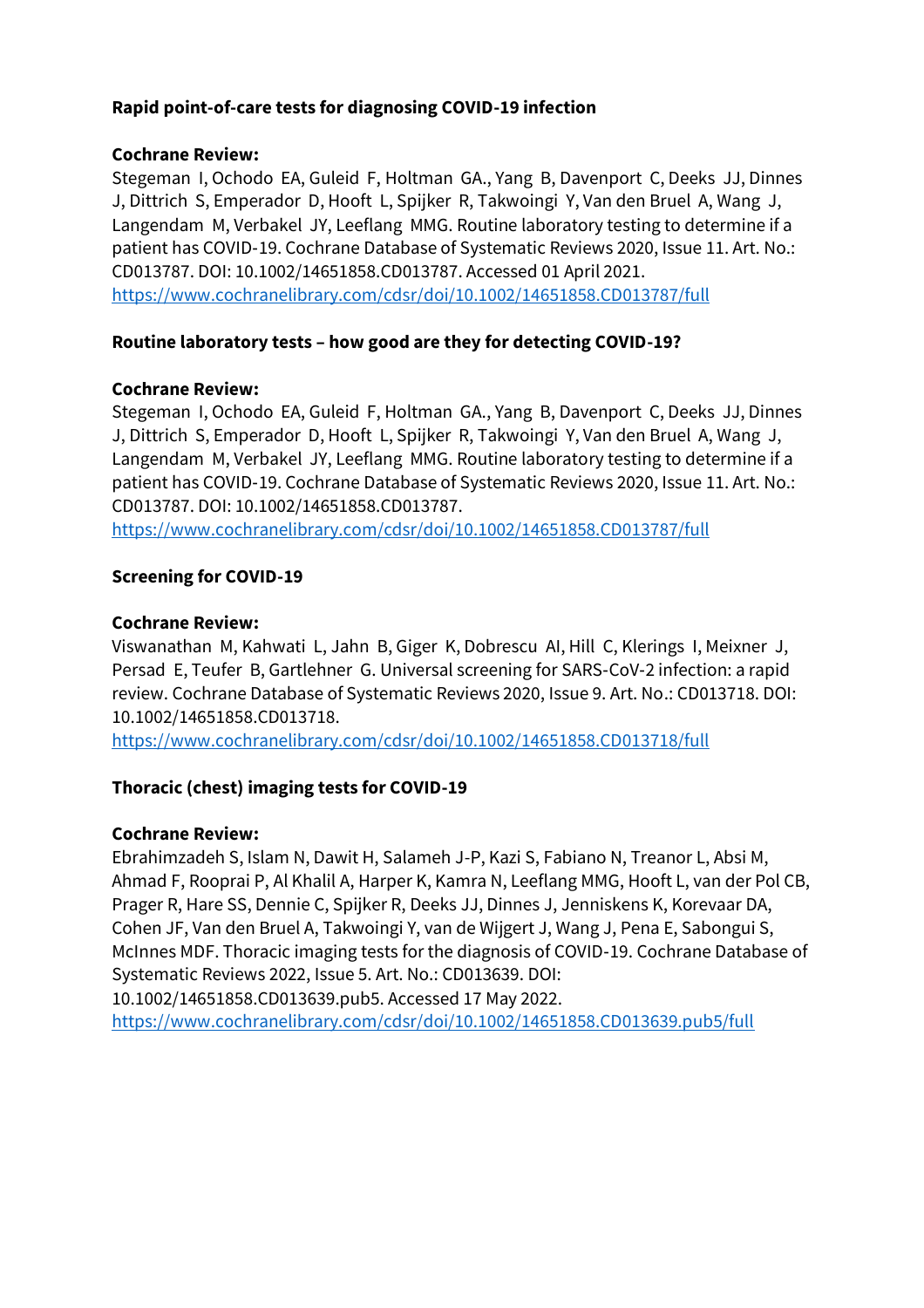**Rapid point-of-care tests for diagnosing COVID-19 infection**

**Cochrane Review:**
Stegeman I, Ochodo EA, Guleid F, Holtman GA., Yang B, Davenport C, Deeks JJ, Dinnes J, Dittrich S, Emperador D, Hooft L, Spijker R, Takwoingi Y, Van den Bruel A, Wang J, Langendam M, Verbakel JY, Leeflang MMG. Routine laboratory testing to determine if a patient has COVID-19. Cochrane Database of Systematic Reviews 2020, Issue 11. Art. No.: CD013787. DOI: 10.1002/14651858.CD013787. Accessed 01 April 2021.
https://www.cochranelibrary.com/cdsr/doi/10.1002/14651858.CD013787/full

**Routine laboratory tests – how good are they for detecting COVID-19?**

**Cochrane Review:**
Stegeman I, Ochodo EA, Guleid F, Holtman GA., Yang B, Davenport C, Deeks JJ, Dinnes J, Dittrich S, Emperador D, Hooft L, Spijker R, Takwoingi Y, Van den Bruel A, Wang J, Langendam M, Verbakel JY, Leeflang MMG. Routine laboratory testing to determine if a patient has COVID-19. Cochrane Database of Systematic Reviews 2020, Issue 11. Art. No.: CD013787. DOI: 10.1002/14651858.CD013787.
https://www.cochranelibrary.com/cdsr/doi/10.1002/14651858.CD013787/full

**Screening for COVID-19**

**Cochrane Review:**
Viswanathan M, Kahwati L, Jahn B, Giger K, Dobrescu AI, Hill C, Klerings I, Meixner J, Persad E, Teufer B, Gartlehner G. Universal screening for SARS-CoV-2 infection: a rapid review. Cochrane Database of Systematic Reviews 2020, Issue 9. Art. No.: CD013718. DOI: 10.1002/14651858.CD013718.
https://www.cochranelibrary.com/cdsr/doi/10.1002/14651858.CD013718/full

**Thoracic (chest) imaging tests for COVID-19**

**Cochrane Review:**
Ebrahimzadeh S, Islam N, Dawit H, Salameh J-P, Kazi S, Fabiano N, Treanor L, Absi M, Ahmad F, Rooprai P, Al Khalil A, Harper K, Kamra N, Leeflang MMG, Hooft L, van der Pol CB, Prager R, Hare SS, Dennie C, Spijker R, Deeks JJ, Dinnes J, Jenniskens K, Korevaar DA, Cohen JF, Van den Bruel A, Takwoingi Y, van de Wijgert J, Wang J, Pena E, Sabongui S, McInnes MDF. Thoracic imaging tests for the diagnosis of COVID-19. Cochrane Database of Systematic Reviews 2022, Issue 5. Art. No.: CD013639. DOI: 10.1002/14651858.CD013639.pub5. Accessed 17 May 2022.
https://www.cochranelibrary.com/cdsr/doi/10.1002/14651858.CD013639.pub5/full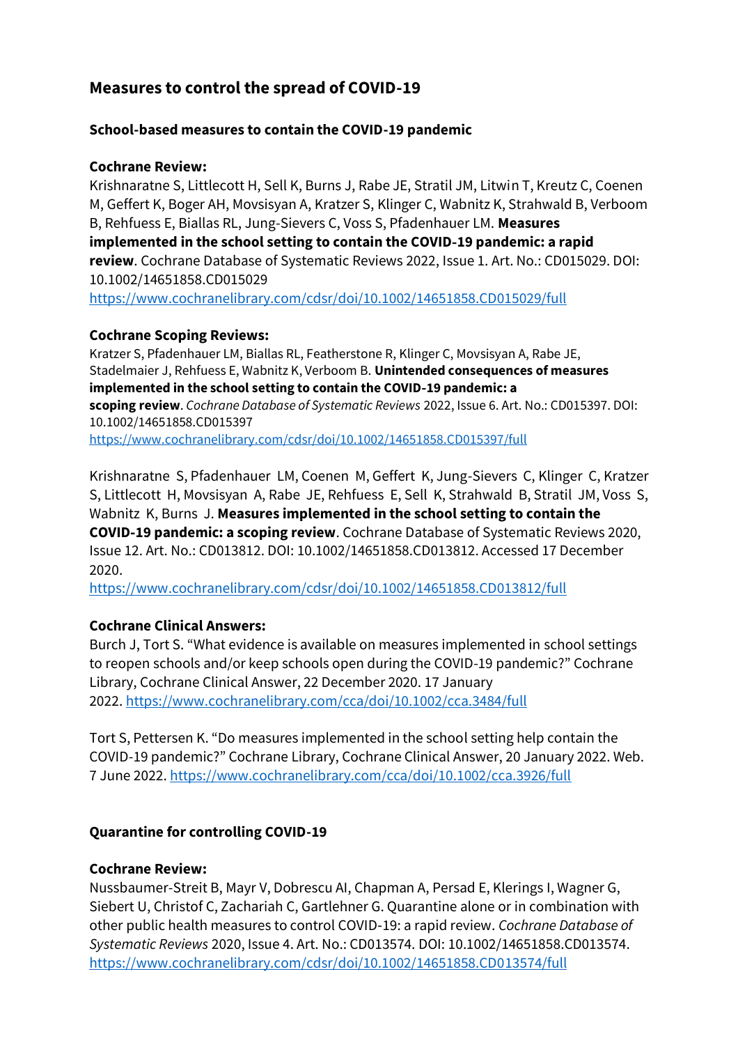## Measures to control the spread of COVID-19

### School-based measures to contain the COVID-19 pandemic

**Cochrane Review:**

Krishnaratne S, Littlecott H, Sell K, Burns J, Rabe JE, Stratil JM, Litwin T, Kreutz C, Coenen M, Geffert K, Boger AH, Movsisyan A, Kratzer S, Klinger C, Wabnitz K, Strahwald B, Verboom B, Rehfuess E, Biallas RL, Jung-Sievers C, Voss S, Pfadenhauer LM. **Measures implemented in the school setting to contain the COVID-19 pandemic: a rapid review**. Cochrane Database of Systematic Reviews 2022, Issue 1. Art. No.: CD015029. DOI: 10.1002/14651858.CD015029
https://www.cochranelibrary.com/cdsr/doi/10.1002/14651858.CD015029/full

**Cochrane Scoping Reviews:**

Kratzer S, Pfadenhauer LM, Biallas RL, Featherstone R, Klinger C, Movsisyan A, Rabe JE, Stadelmaier J, Rehfuess E, Wabnitz K, Verboom B. **Unintended consequences of measures implemented in the school setting to contain the COVID-19 pandemic: a scoping review**. *Cochrane Database of Systematic Reviews* 2022, Issue 6. Art. No.: CD015397. DOI: 10.1002/14651858.CD015397
https://www.cochranelibrary.com/cdsr/doi/10.1002/14651858.CD015397/full

Krishnaratne S, Pfadenhauer LM, Coenen M, Geffert K, Jung-Sievers C, Klinger C, Kratzer S, Littlecott H, Movsisyan A, Rabe JE, Rehfuess E, Sell K, Strahwald B, Stratil JM, Voss S, Wabnitz K, Burns J. **Measures implemented in the school setting to contain the COVID-19 pandemic: a scoping review**. Cochrane Database of Systematic Reviews 2020, Issue 12. Art. No.: CD013812. DOI: 10.1002/14651858.CD013812. Accessed 17 December 2020.
https://www.cochranelibrary.com/cdsr/doi/10.1002/14651858.CD013812/full

**Cochrane Clinical Answers:**

Burch J, Tort S. "What evidence is available on measures implemented in school settings to reopen schools and/or keep schools open during the COVID-19 pandemic?" Cochrane Library, Cochrane Clinical Answer, 22 December 2020. 17 January 2022. https://www.cochranelibrary.com/cca/doi/10.1002/cca.3484/full

Tort S, Pettersen K. "Do measures implemented in the school setting help contain the COVID-19 pandemic?" Cochrane Library, Cochrane Clinical Answer, 20 January 2022. Web. 7 June 2022. https://www.cochranelibrary.com/cca/doi/10.1002/cca.3926/full

### Quarantine for controlling COVID-19

**Cochrane Review:**

Nussbaumer-Streit B, Mayr V, Dobrescu AI, Chapman A, Persad E, Klerings I, Wagner G, Siebert U, Christof C, Zachariah C, Gartlehner G. Quarantine alone or in combination with other public health measures to control COVID-19: a rapid review. *Cochrane Database of Systematic Reviews* 2020, Issue 4. Art. No.: CD013574. DOI: 10.1002/14651858.CD013574.
https://www.cochranelibrary.com/cdsr/doi/10.1002/14651858.CD013574/full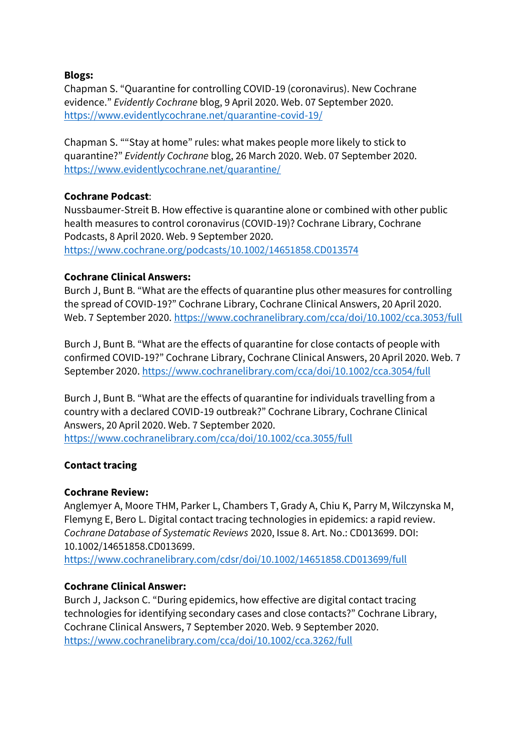**Blogs:**

Chapman S. "Quarantine for controlling COVID-19 (coronavirus). New Cochrane evidence." *Evidently Cochrane* blog, 9 April 2020. Web. 07 September 2020. https://www.evidentlycochrane.net/quarantine-covid-19/

Chapman S. ""Stay at home" rules: what makes people more likely to stick to quarantine?" *Evidently Cochrane* blog, 26 March 2020. Web. 07 September 2020. https://www.evidentlycochrane.net/quarantine/

**Cochrane Podcast**:

Nussbaumer-Streit B. How effective is quarantine alone or combined with other public health measures to control coronavirus (COVID-19)? Cochrane Library, Cochrane Podcasts, 8 April 2020. Web. 9 September 2020. https://www.cochrane.org/podcasts/10.1002/14651858.CD013574

**Cochrane Clinical Answers:**

Burch J, Bunt B. "What are the effects of quarantine plus other measures for controlling the spread of COVID-19?" Cochrane Library, Cochrane Clinical Answers, 20 April 2020. Web. 7 September 2020. https://www.cochranelibrary.com/cca/doi/10.1002/cca.3053/full

Burch J, Bunt B. "What are the effects of quarantine for close contacts of people with confirmed COVID-19?" Cochrane Library, Cochrane Clinical Answers, 20 April 2020. Web. 7 September 2020. https://www.cochranelibrary.com/cca/doi/10.1002/cca.3054/full

Burch J, Bunt B. "What are the effects of quarantine for individuals travelling from a country with a declared COVID-19 outbreak?" Cochrane Library, Cochrane Clinical Answers, 20 April 2020. Web. 7 September 2020. https://www.cochranelibrary.com/cca/doi/10.1002/cca.3055/full

## Contact tracing

**Cochrane Review:**

Anglemyer A, Moore THM, Parker L, Chambers T, Grady A, Chiu K, Parry M, Wilczynska M, Flemyng E, Bero L. Digital contact tracing technologies in epidemics: a rapid review. *Cochrane Database of Systematic Reviews* 2020, Issue 8. Art. No.: CD013699. DOI: 10.1002/14651858.CD013699. https://www.cochranelibrary.com/cdsr/doi/10.1002/14651858.CD013699/full

**Cochrane Clinical Answer:**

Burch J, Jackson C. "During epidemics, how effective are digital contact tracing technologies for identifying secondary cases and close contacts?" Cochrane Library, Cochrane Clinical Answers, 7 September 2020. Web. 9 September 2020. https://www.cochranelibrary.com/cca/doi/10.1002/cca.3262/full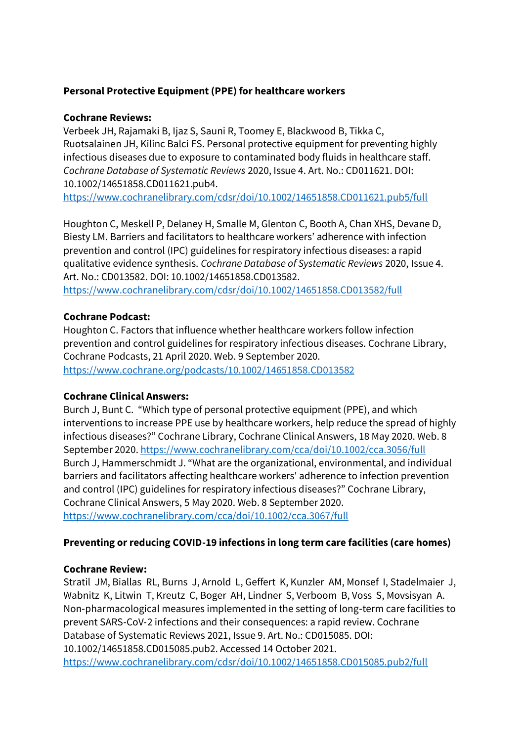**Personal Protective Equipment (PPE) for healthcare workers**

**Cochrane Reviews:**

Verbeek JH, Rajamaki B, Ijaz S, Sauni R, Toomey E, Blackwood B, Tikka C, Ruotsalainen JH, Kilinc Balci FS. Personal protective equipment for preventing highly infectious diseases due to exposure to contaminated body fluids in healthcare staff. *Cochrane Database of Systematic Reviews* 2020, Issue 4. Art. No.: CD011621. DOI: 10.1002/14651858.CD011621.pub4.
https://www.cochranelibrary.com/cdsr/doi/10.1002/14651858.CD011621.pub5/full

Houghton C, Meskell P, Delaney H, Smalle M, Glenton C, Booth A, Chan XHS, Devane D, Biesty LM. Barriers and facilitators to healthcare workers' adherence with infection prevention and control (IPC) guidelines for respiratory infectious diseases: a rapid qualitative evidence synthesis. *Cochrane Database of Systematic Reviews* 2020, Issue 4. Art. No.: CD013582. DOI: 10.1002/14651858.CD013582.
https://www.cochranelibrary.com/cdsr/doi/10.1002/14651858.CD013582/full

**Cochrane Podcast:**

Houghton C. Factors that influence whether healthcare workers follow infection prevention and control guidelines for respiratory infectious diseases. Cochrane Library, Cochrane Podcasts, 21 April 2020. Web. 9 September 2020.
https://www.cochrane.org/podcasts/10.1002/14651858.CD013582

**Cochrane Clinical Answers:**

Burch J, Bunt C. "Which type of personal protective equipment (PPE), and which interventions to increase PPE use by healthcare workers, help reduce the spread of highly infectious diseases?" Cochrane Library, Cochrane Clinical Answers, 18 May 2020. Web. 8 September 2020. https://www.cochranelibrary.com/cca/doi/10.1002/cca.3056/full
Burch J, Hammerschmidt J. "What are the organizational, environmental, and individual barriers and facilitators affecting healthcare workers' adherence to infection prevention and control (IPC) guidelines for respiratory infectious diseases?" Cochrane Library, Cochrane Clinical Answers, 5 May 2020. Web. 8 September 2020.
https://www.cochranelibrary.com/cca/doi/10.1002/cca.3067/full

**Preventing or reducing COVID-19 infections in long term care facilities (care homes)**

**Cochrane Review:**

Stratil JM, Biallas RL, Burns J, Arnold L, Geffert K, Kunzler AM, Monsef I, Stadelmaier J, Wabnitz K, Litwin T, Kreutz C, Boger AH, Lindner S, Verboom B, Voss S, Movsisyan A. Non-pharmacological measures implemented in the setting of long-term care facilities to prevent SARS-CoV-2 infections and their consequences: a rapid review. Cochrane Database of Systematic Reviews 2021, Issue 9. Art. No.: CD015085. DOI: 10.1002/14651858.CD015085.pub2. Accessed 14 October 2021.
https://www.cochranelibrary.com/cdsr/doi/10.1002/14651858.CD015085.pub2/full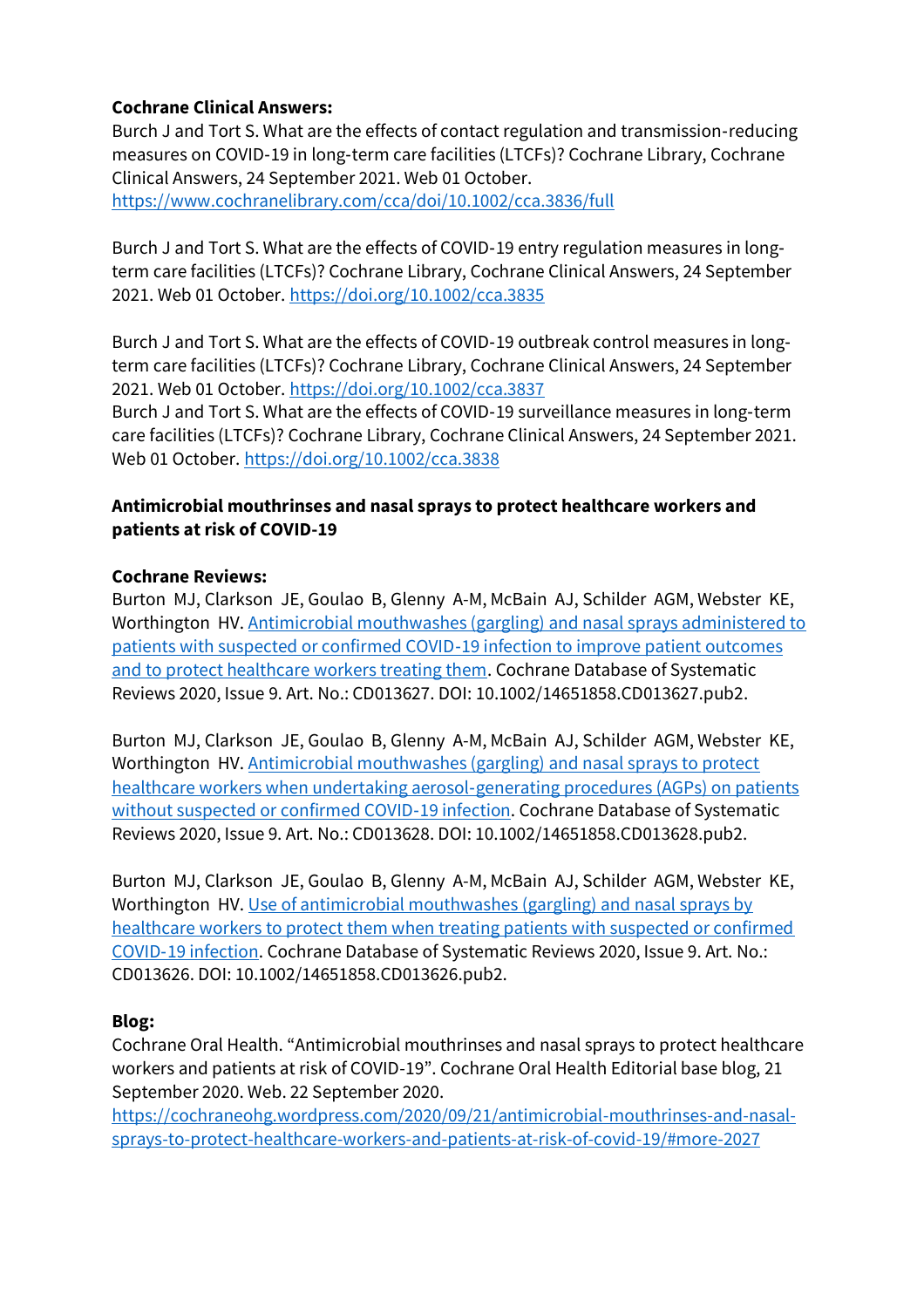**Cochrane Clinical Answers:**

Burch J and Tort S. What are the effects of contact regulation and transmission-reducing measures on COVID-19 in long-term care facilities (LTCFs)? Cochrane Library, Cochrane Clinical Answers, 24 September 2021. Web 01 October. https://www.cochranelibrary.com/cca/doi/10.1002/cca.3836/full

Burch J and Tort S. What are the effects of COVID-19 entry regulation measures in long-term care facilities (LTCFs)? Cochrane Library, Cochrane Clinical Answers, 24 September 2021. Web 01 October. https://doi.org/10.1002/cca.3835

Burch J and Tort S. What are the effects of COVID-19 outbreak control measures in long-term care facilities (LTCFs)? Cochrane Library, Cochrane Clinical Answers, 24 September 2021. Web 01 October. https://doi.org/10.1002/cca.3837

Burch J and Tort S. What are the effects of COVID-19 surveillance measures in long-term care facilities (LTCFs)? Cochrane Library, Cochrane Clinical Answers, 24 September 2021. Web 01 October. https://doi.org/10.1002/cca.3838

**Antimicrobial mouthrinses and nasal sprays to protect healthcare workers and patients at risk of COVID-19**

**Cochrane Reviews:**

Burton MJ, Clarkson JE, Goulao B, Glenny A-M, McBain AJ, Schilder AGM, Webster KE, Worthington HV. Antimicrobial mouthwashes (gargling) and nasal sprays administered to patients with suspected or confirmed COVID-19 infection to improve patient outcomes and to protect healthcare workers treating them. Cochrane Database of Systematic Reviews 2020, Issue 9. Art. No.: CD013627. DOI: 10.1002/14651858.CD013627.pub2.

Burton MJ, Clarkson JE, Goulao B, Glenny A-M, McBain AJ, Schilder AGM, Webster KE, Worthington HV. Antimicrobial mouthwashes (gargling) and nasal sprays to protect healthcare workers when undertaking aerosol-generating procedures (AGPs) on patients without suspected or confirmed COVID-19 infection. Cochrane Database of Systematic Reviews 2020, Issue 9. Art. No.: CD013628. DOI: 10.1002/14651858.CD013628.pub2.

Burton MJ, Clarkson JE, Goulao B, Glenny A-M, McBain AJ, Schilder AGM, Webster KE, Worthington HV. Use of antimicrobial mouthwashes (gargling) and nasal sprays by healthcare workers to protect them when treating patients with suspected or confirmed COVID-19 infection. Cochrane Database of Systematic Reviews 2020, Issue 9. Art. No.: CD013626. DOI: 10.1002/14651858.CD013626.pub2.

**Blog:**

Cochrane Oral Health. "Antimicrobial mouthrinses and nasal sprays to protect healthcare workers and patients at risk of COVID-19". Cochrane Oral Health Editorial base blog, 21 September 2020. Web. 22 September 2020. https://cochraneohg.wordpress.com/2020/09/21/antimicrobial-mouthrinses-and-nasal-sprays-to-protect-healthcare-workers-and-patients-at-risk-of-covid-19/#more-2027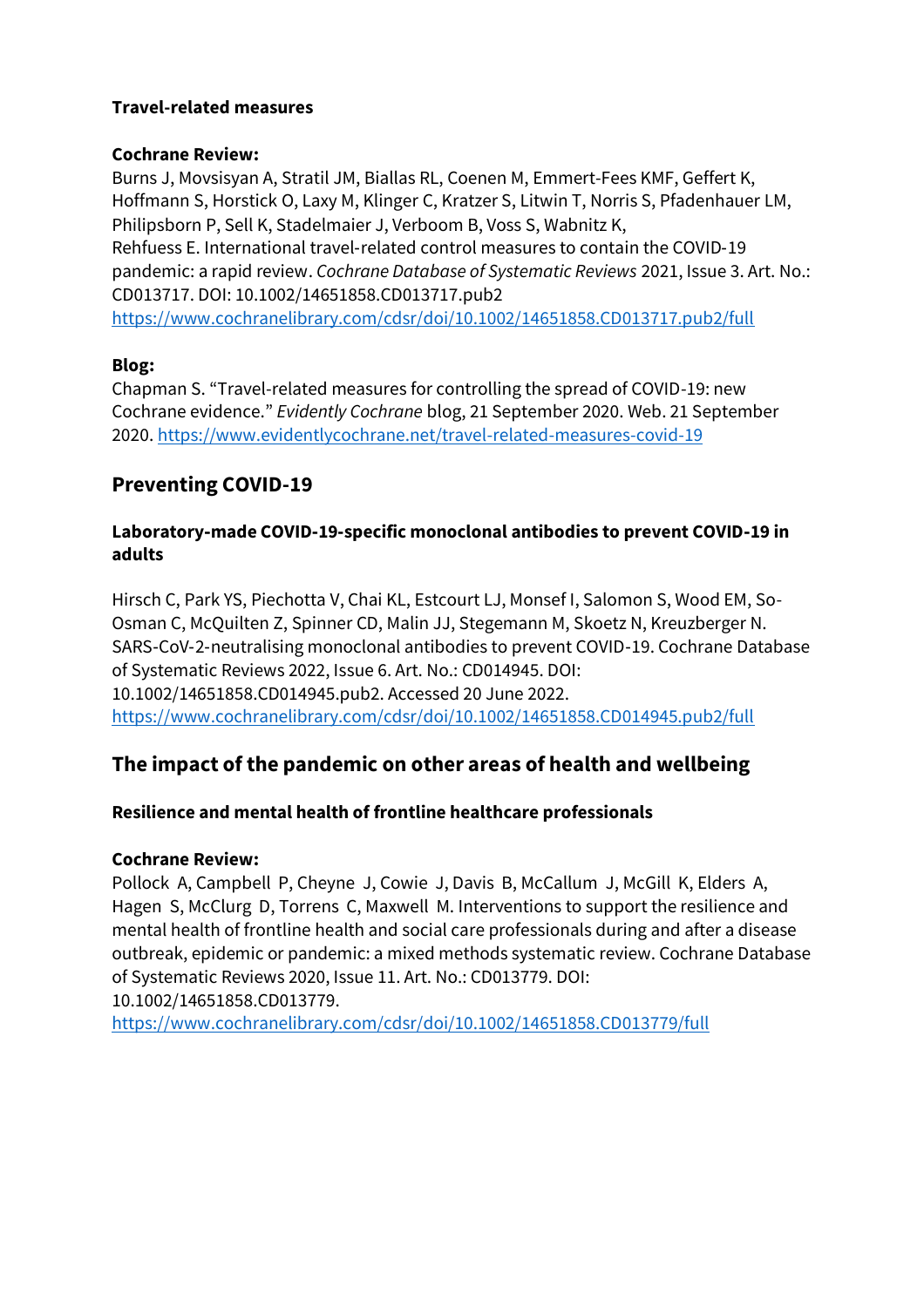**Travel-related measures**

**Cochrane Review:**
Burns J, Movsisyan A, Stratil JM, Biallas RL, Coenen M, Emmert-Fees KMF, Geffert K, Hoffmann S, Horstick O, Laxy M, Klinger C, Kratzer S, Litwin T, Norris S, Pfadenhauer LM, Philipsborn P, Sell K, Stadelmaier J, Verboom B, Voss S, Wabnitz K, Rehfuess E. International travel-related control measures to contain the COVID-19 pandemic: a rapid review. *Cochrane Database of Systematic Reviews* 2021, Issue 3. Art. No.: CD013717. DOI: 10.1002/14651858.CD013717.pub2
https://www.cochranelibrary.com/cdsr/doi/10.1002/14651858.CD013717.pub2/full

**Blog:**
Chapman S. "Travel-related measures for controlling the spread of COVID-19: new Cochrane evidence." *Evidently Cochrane* blog, 21 September 2020. Web. 21 September 2020. https://www.evidentlycochrane.net/travel-related-measures-covid-19

## Preventing COVID-19

### Laboratory-made COVID-19-specific monoclonal antibodies to prevent COVID-19 in adults

Hirsch C, Park YS, Piechotta V, Chai KL, Estcourt LJ, Monsef I, Salomon S, Wood EM, So-Osman C, McQuilten Z, Spinner CD, Malin JJ, Stegemann M, Skoetz N, Kreuzberger N. SARS-CoV-2-neutralising monoclonal antibodies to prevent COVID-19. Cochrane Database of Systematic Reviews 2022, Issue 6. Art. No.: CD014945. DOI: 10.1002/14651858.CD014945.pub2. Accessed 20 June 2022.
https://www.cochranelibrary.com/cdsr/doi/10.1002/14651858.CD014945.pub2/full

## The impact of the pandemic on other areas of health and wellbeing

### Resilience and mental health of frontline healthcare professionals

**Cochrane Review:**
Pollock A, Campbell P, Cheyne J, Cowie J, Davis B, McCallum J, McGill K, Elders A, Hagen S, McClurg D, Torrens C, Maxwell M. Interventions to support the resilience and mental health of frontline health and social care professionals during and after a disease outbreak, epidemic or pandemic: a mixed methods systematic review. Cochrane Database of Systematic Reviews 2020, Issue 11. Art. No.: CD013779. DOI: 10.1002/14651858.CD013779.
https://www.cochranelibrary.com/cdsr/doi/10.1002/14651858.CD013779/full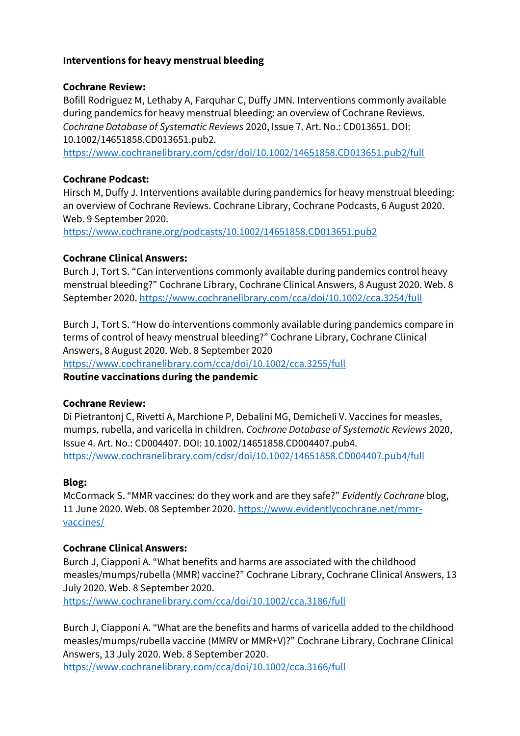**Interventions for heavy menstrual bleeding**

**Cochrane Review:**
Bofill Rodriguez M, Lethaby A, Farquhar C, Duffy JMN. Interventions commonly available during pandemics for heavy menstrual bleeding: an overview of Cochrane Reviews. *Cochrane Database of Systematic Reviews* 2020, Issue 7. Art. No.: CD013651. DOI: 10.1002/14651858.CD013651.pub2.
https://www.cochranelibrary.com/cdsr/doi/10.1002/14651858.CD013651.pub2/full

**Cochrane Podcast:**
Hirsch M, Duffy J. Interventions available during pandemics for heavy menstrual bleeding: an overview of Cochrane Reviews. Cochrane Library, Cochrane Podcasts, 6 August 2020. Web. 9 September 2020.
https://www.cochrane.org/podcasts/10.1002/14651858.CD013651.pub2

**Cochrane Clinical Answers:**
Burch J, Tort S. "Can interventions commonly available during pandemics control heavy menstrual bleeding?" Cochrane Library, Cochrane Clinical Answers, 8 August 2020. Web. 8 September 2020. https://www.cochranelibrary.com/cca/doi/10.1002/cca.3254/full

Burch J, Tort S. "How do interventions commonly available during pandemics compare in terms of control of heavy menstrual bleeding?" Cochrane Library, Cochrane Clinical Answers, 8 August 2020. Web. 8 September 2020
https://www.cochranelibrary.com/cca/doi/10.1002/cca.3255/full

**Routine vaccinations during the pandemic**

**Cochrane Review:**
Di Pietrantonj C, Rivetti A, Marchione P, Debalini MG, Demicheli V. Vaccines for measles, mumps, rubella, and varicella in children. *Cochrane Database of Systematic Reviews* 2020, Issue 4. Art. No.: CD004407. DOI: 10.1002/14651858.CD004407.pub4.
https://www.cochranelibrary.com/cdsr/doi/10.1002/14651858.CD004407.pub4/full

**Blog:**
McCormack S. "MMR vaccines: do they work and are they safe?" *Evidently Cochrane* blog, 11 June 2020. Web. 08 September 2020. https://www.evidentlycochrane.net/mmr-vaccines/

**Cochrane Clinical Answers:**
Burch J, Ciapponi A. "What benefits and harms are associated with the childhood measles/mumps/rubella (MMR) vaccine?" Cochrane Library, Cochrane Clinical Answers, 13 July 2020. Web. 8 September 2020.
https://www.cochranelibrary.com/cca/doi/10.1002/cca.3186/full

Burch J, Ciapponi A. "What are the benefits and harms of varicella added to the childhood measles/mumps/rubella vaccine (MMRV or MMR+V)?" Cochrane Library, Cochrane Clinical Answers, 13 July 2020. Web. 8 September 2020.
https://www.cochranelibrary.com/cca/doi/10.1002/cca.3166/full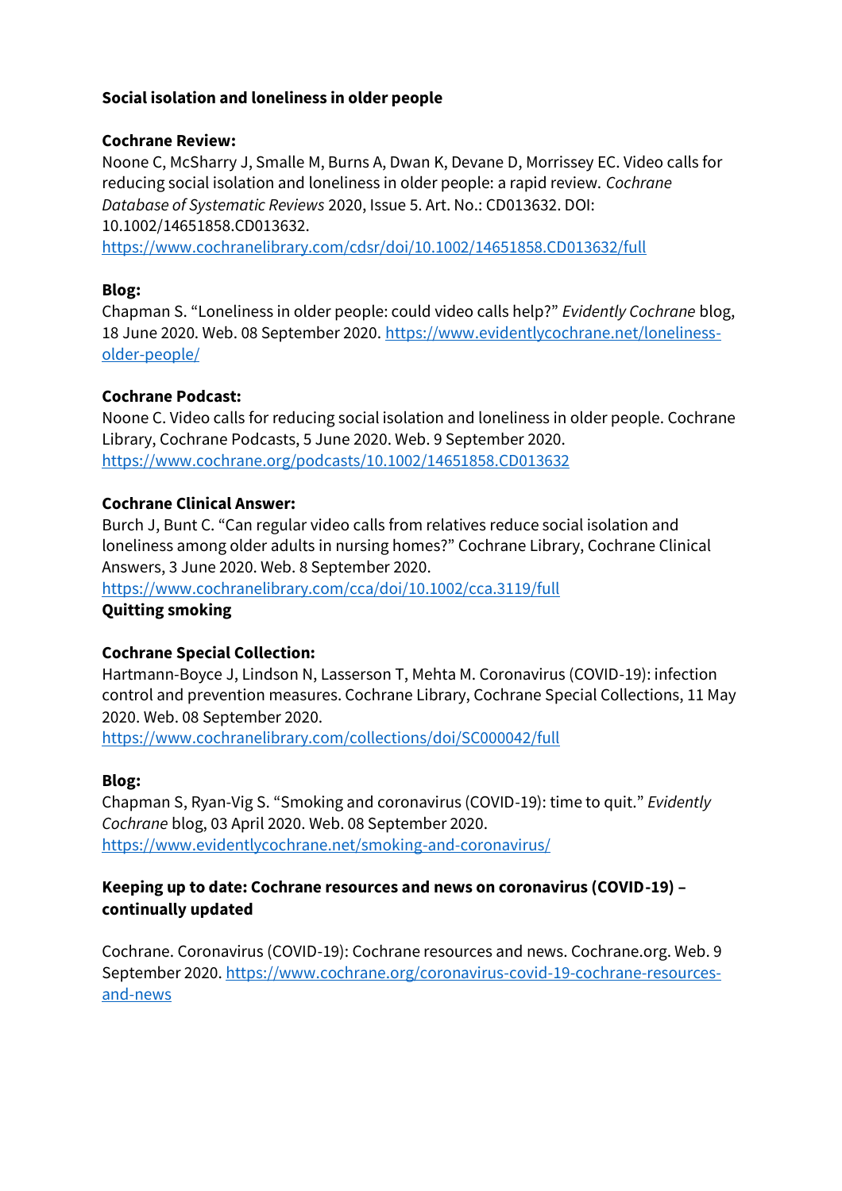**Social isolation and loneliness in older people**

**Cochrane Review:**

Noone C, McSharry J, Smalle M, Burns A, Dwan K, Devane D, Morrissey EC. Video calls for reducing social isolation and loneliness in older people: a rapid review. *Cochrane Database of Systematic Reviews* 2020, Issue 5. Art. No.: CD013632. DOI: 10.1002/14651858.CD013632. https://www.cochranelibrary.com/cdsr/doi/10.1002/14651858.CD013632/full

**Blog:**

Chapman S. "Loneliness in older people: could video calls help?" *Evidently Cochrane* blog, 18 June 2020. Web. 08 September 2020. https://www.evidentlycochrane.net/loneliness-older-people/

**Cochrane Podcast:**

Noone C. Video calls for reducing social isolation and loneliness in older people. Cochrane Library, Cochrane Podcasts, 5 June 2020. Web. 9 September 2020. https://www.cochrane.org/podcasts/10.1002/14651858.CD013632

**Cochrane Clinical Answer:**

Burch J, Bunt C. "Can regular video calls from relatives reduce social isolation and loneliness among older adults in nursing homes?" Cochrane Library, Cochrane Clinical Answers, 3 June 2020. Web. 8 September 2020. https://www.cochranelibrary.com/cca/doi/10.1002/cca.3119/full

**Quitting smoking**

**Cochrane Special Collection:**

Hartmann-Boyce J, Lindson N, Lasserson T, Mehta M. Coronavirus (COVID-19): infection control and prevention measures. Cochrane Library, Cochrane Special Collections, 11 May 2020. Web. 08 September 2020. https://www.cochranelibrary.com/collections/doi/SC000042/full

**Blog:**

Chapman S, Ryan-Vig S. "Smoking and coronavirus (COVID-19): time to quit." *Evidently Cochrane* blog, 03 April 2020. Web. 08 September 2020. https://www.evidentlycochrane.net/smoking-and-coronavirus/

**Keeping up to date: Cochrane resources and news on coronavirus (COVID-19) – continually updated**

Cochrane. Coronavirus (COVID-19): Cochrane resources and news. Cochrane.org. Web. 9 September 2020. https://www.cochrane.org/coronavirus-covid-19-cochrane-resources-and-news